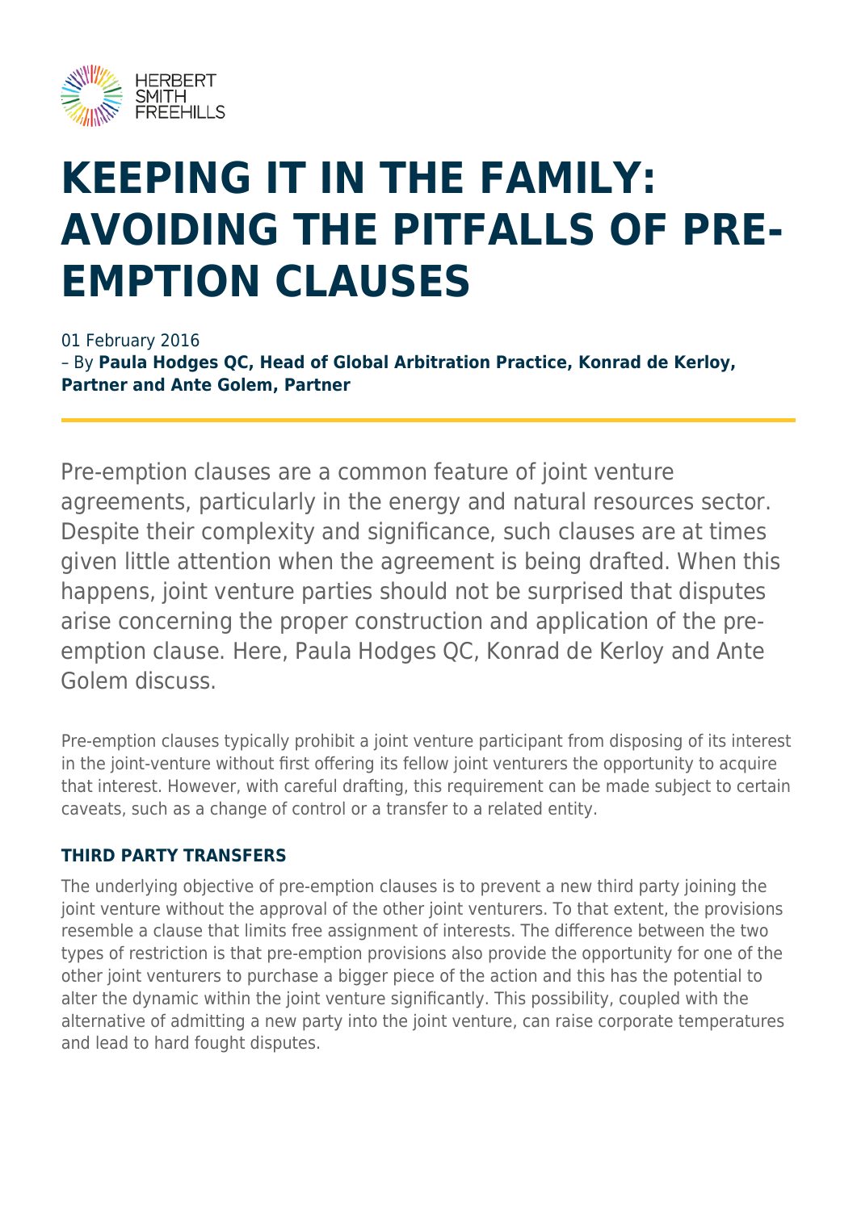# KEEPING IT IN THE FAMILY: AVOIDING THE PITFALLS OF PRE-EMPTION CLAUSES

01 February 2016
– By **Paula Hodges QC, Head of Global Arbitration Practice, Konrad de Kerloy, Partner and Ante Golem, Partner**

Pre-emption clauses are a common feature of joint venture agreements, particularly in the energy and natural resources sector. Despite their complexity and significance, such clauses are at times given little attention when the agreement is being drafted. When this happens, joint venture parties should not be surprised that disputes arise concerning the proper construction and application of the pre-emption clause. Here, Paula Hodges QC, Konrad de Kerloy and Ante Golem discuss.

Pre-emption clauses typically prohibit a joint venture participant from disposing of its interest in the joint-venture without first offering its fellow joint venturers the opportunity to acquire that interest. However, with careful drafting, this requirement can be made subject to certain caveats, such as a change of control or a transfer to a related entity.

### THIRD PARTY TRANSFERS

The underlying objective of pre-emption clauses is to prevent a new third party joining the joint venture without the approval of the other joint venturers. To that extent, the provisions resemble a clause that limits free assignment of interests. The difference between the two types of restriction is that pre-emption provisions also provide the opportunity for one of the other joint venturers to purchase a bigger piece of the action and this has the potential to alter the dynamic within the joint venture significantly. This possibility, coupled with the alternative of admitting a new party into the joint venture, can raise corporate temperatures and lead to hard fought disputes.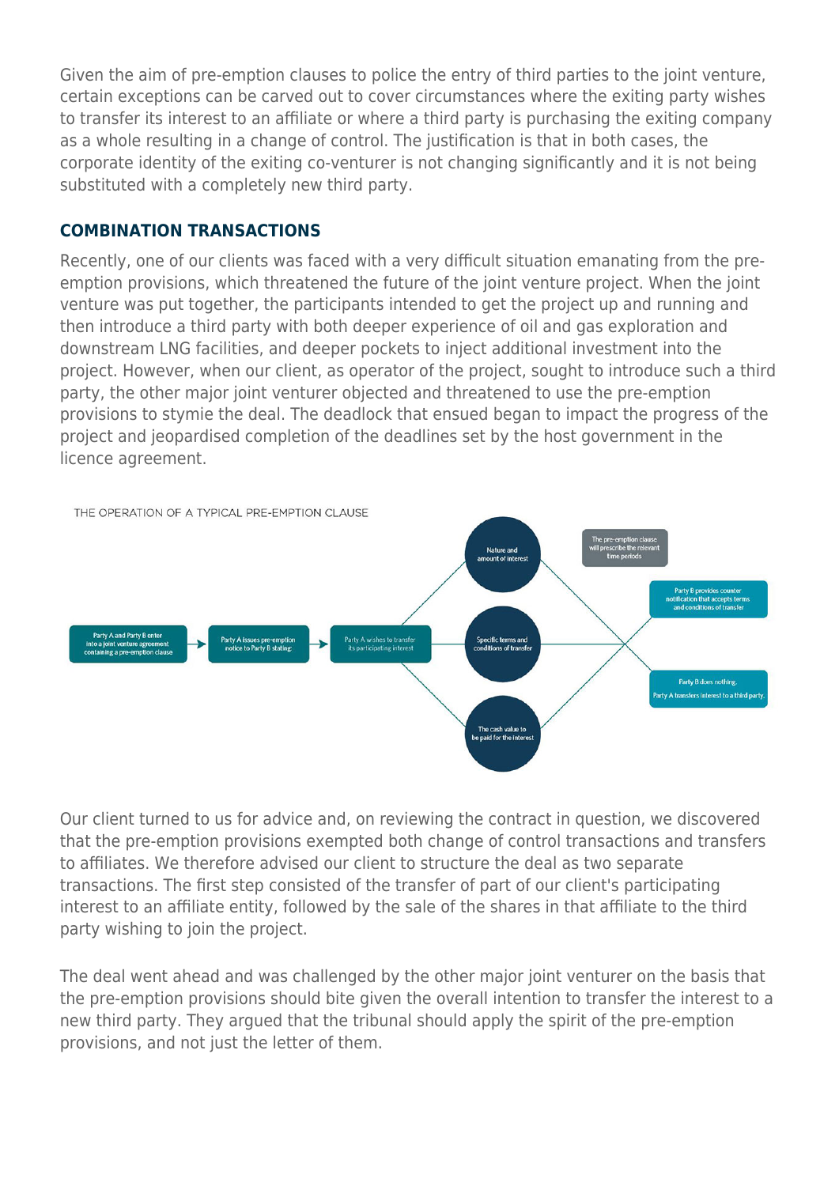Given the aim of pre-emption clauses to police the entry of third parties to the joint venture, certain exceptions can be carved out to cover circumstances where the exiting party wishes to transfer its interest to an affiliate or where a third party is purchasing the exiting company as a whole resulting in a change of control. The justification is that in both cases, the corporate identity of the exiting co-venturer is not changing significantly and it is not being substituted with a completely new third party.

## COMBINATION TRANSACTIONS

Recently, one of our clients was faced with a very difficult situation emanating from the pre-emption provisions, which threatened the future of the joint venture project. When the joint venture was put together, the participants intended to get the project up and running and then introduce a third party with both deeper experience of oil and gas exploration and downstream LNG facilities, and deeper pockets to inject additional investment into the project. However, when our client, as operator of the project, sought to introduce such a third party, the other major joint venturer objected and threatened to use the pre-emption provisions to stymie the deal. The deadlock that ensued began to impact the progress of the project and jeopardised completion of the deadlines set by the host government in the licence agreement.

THE OPERATION OF A TYPICAL PRE-EMPTION CLAUSE

Party A and Party B enter into a joint venture agreement containing a pre-emption clause → Party A issues pre-emption notice to Party B stating: → Party A wishes to transfer its participating interest

- Nature and amount of interest
- Specific terms and conditions of transfer
- The cash value to be paid for the interest

The pre-emption clause will prescribe the relevant time periods

- Party B provides counter notification that accepts terms and conditions of transfer
- Party B does nothing. Party A transfers interest to a third party.

Our client turned to us for advice and, on reviewing the contract in question, we discovered that the pre-emption provisions exempted both change of control transactions and transfers to affiliates. We therefore advised our client to structure the deal as two separate transactions. The first step consisted of the transfer of part of our client's participating interest to an affiliate entity, followed by the sale of the shares in that affiliate to the third party wishing to join the project.

The deal went ahead and was challenged by the other major joint venturer on the basis that the pre-emption provisions should bite given the overall intention to transfer the interest to a new third party. They argued that the tribunal should apply the spirit of the pre-emption provisions, and not just the letter of them.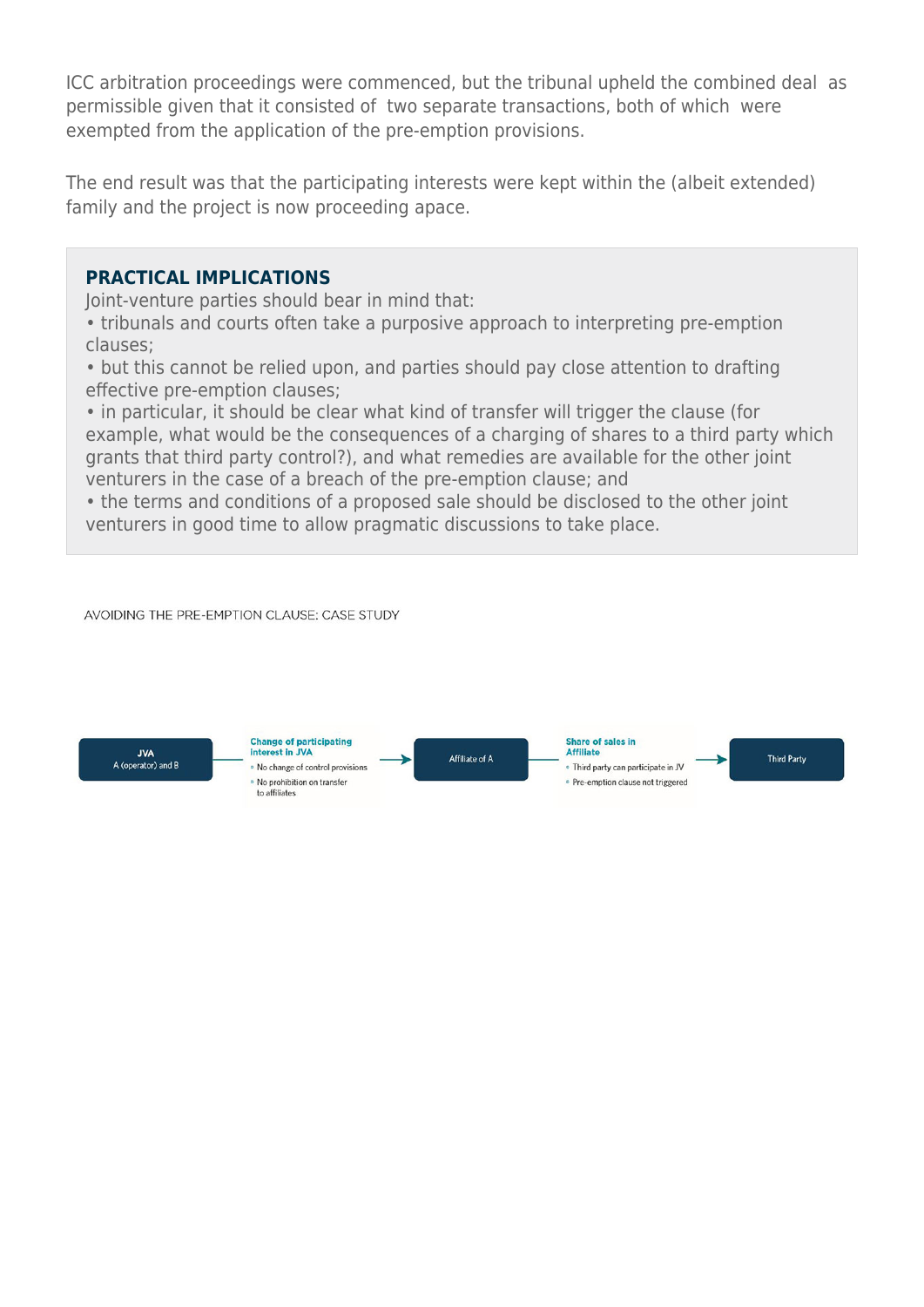ICC arbitration proceedings were commenced, but the tribunal upheld the combined deal as permissible given that it consisted of two separate transactions, both of which were exempted from the application of the pre-emption provisions.

The end result was that the participating interests were kept within the (albeit extended) family and the project is now proceeding apace.

### PRACTICAL IMPLICATIONS

Joint-venture parties should bear in mind that:

- tribunals and courts often take a purposive approach to interpreting pre-emption clauses;
- but this cannot be relied upon, and parties should pay close attention to drafting effective pre-emption clauses;
- in particular, it should be clear what kind of transfer will trigger the clause (for example, what would be the consequences of a charging of shares to a third party which grants that third party control?), and what remedies are available for the other joint venturers in the case of a breach of the pre-emption clause; and
- the terms and conditions of a proposed sale should be disclosed to the other joint venturers in good time to allow pragmatic discussions to take place.

AVOIDING THE PRE-EMPTION CLAUSE: CASE STUDY

**JVA**
A (operator) and B

→ **Change of participating interest in JVA**
- No change of control provisions
- No prohibition on transfer to affiliates

→ Affiliate of A

→ **Share of sales in Affiliate**
- Third party can participate in JV
- Pre-emption clause not triggered

→ Third Party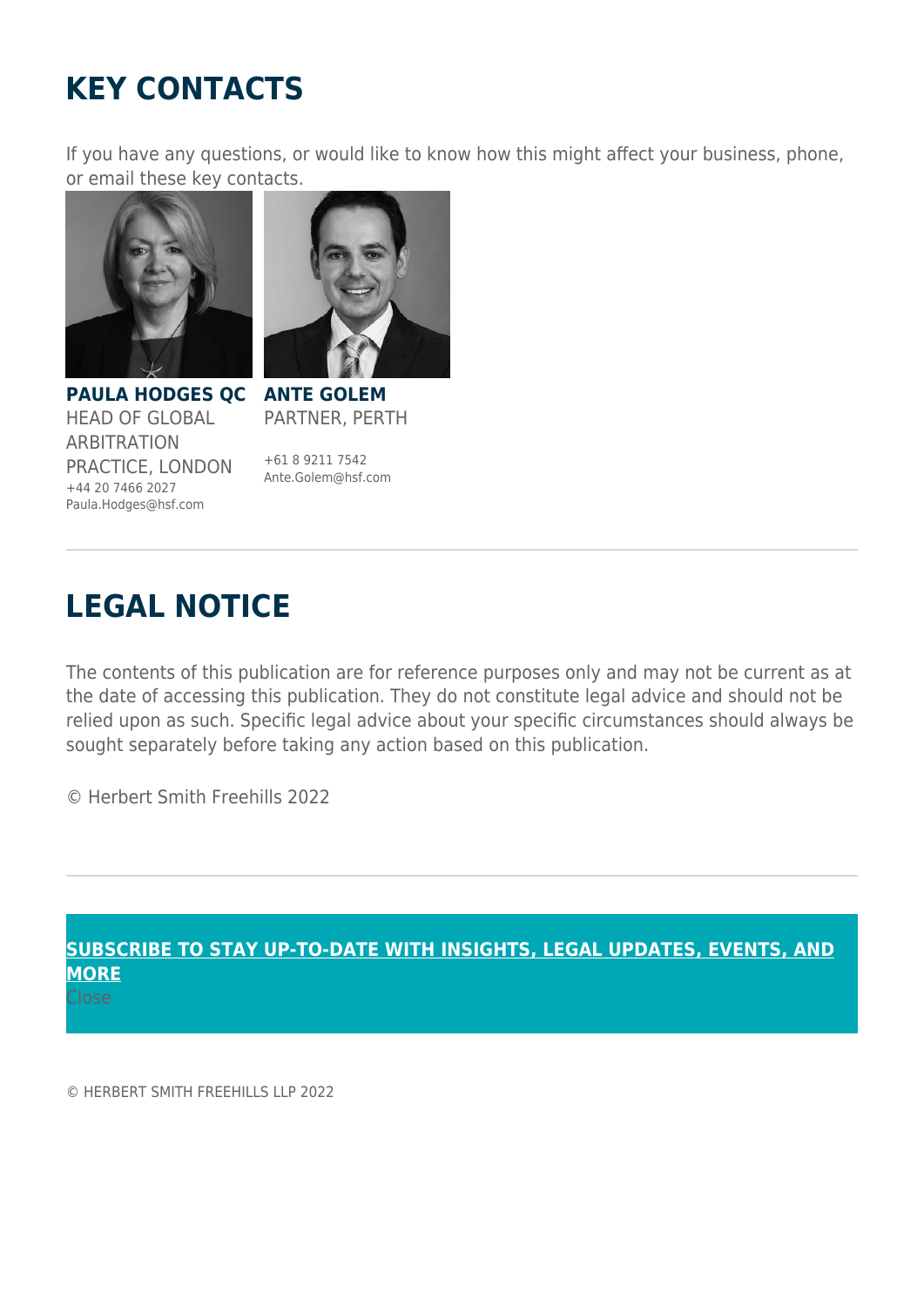## KEY CONTACTS

If you have any questions, or would like to know how this might affect your business, phone, or email these key contacts.

**PAULA HODGES QC**
HEAD OF GLOBAL ARBITRATION PRACTICE, LONDON
+44 20 7466 2027
Paula.Hodges@hsf.com

**ANTE GOLEM**
PARTNER, PERTH

+61 8 9211 7542
Ante.Golem@hsf.com

## LEGAL NOTICE

The contents of this publication are for reference purposes only and may not be current as at the date of accessing this publication. They do not constitute legal advice and should not be relied upon as such. Specific legal advice about your specific circumstances should always be sought separately before taking any action based on this publication.

© Herbert Smith Freehills 2022

**SUBSCRIBE TO STAY UP-TO-DATE WITH INSIGHTS, LEGAL UPDATES, EVENTS, AND MORE**
Close

© HERBERT SMITH FREEHILLS LLP 2022